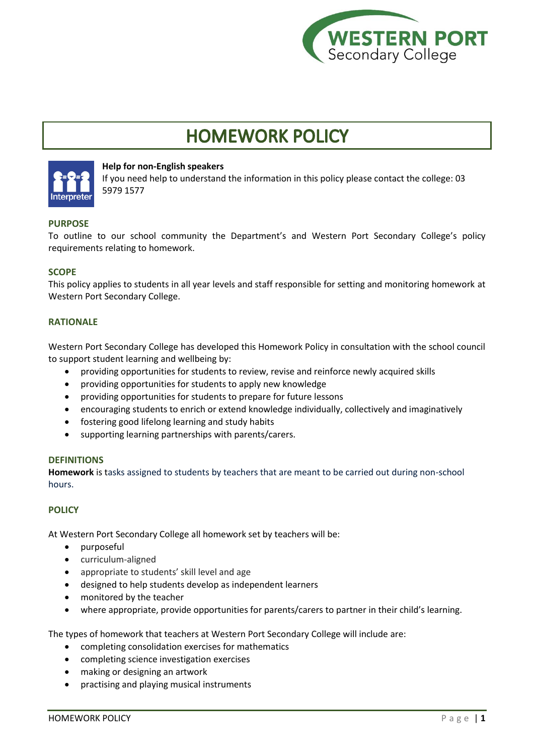# HOMEWORK POLICY

**Help for non-English speakers**
If you need help to understand the information in this policy please contact the college: 03 5979 1577

## PURPOSE

To outline to our school community the Department's and Western Port Secondary College's policy requirements relating to homework.

## SCOPE

This policy applies to students in all year levels and staff responsible for setting and monitoring homework at Western Port Secondary College.

## RATIONALE

Western Port Secondary College has developed this Homework Policy in consultation with the school council to support student learning and wellbeing by:

- providing opportunities for students to review, revise and reinforce newly acquired skills
- providing opportunities for students to apply new knowledge
- providing opportunities for students to prepare for future lessons
- encouraging students to enrich or extend knowledge individually, collectively and imaginatively
- fostering good lifelong learning and study habits
- supporting learning partnerships with parents/carers.

## DEFINITIONS

**Homework** is tasks assigned to students by teachers that are meant to be carried out during non-school hours.

## POLICY

At Western Port Secondary College all homework set by teachers will be:

- purposeful
- curriculum-aligned
- appropriate to students' skill level and age
- designed to help students develop as independent learners
- monitored by the teacher
- where appropriate, provide opportunities for parents/carers to partner in their child's learning.

The types of homework that teachers at Western Port Secondary College will include are:

- completing consolidation exercises for mathematics
- completing science investigation exercises
- making or designing an artwork
- practising and playing musical instruments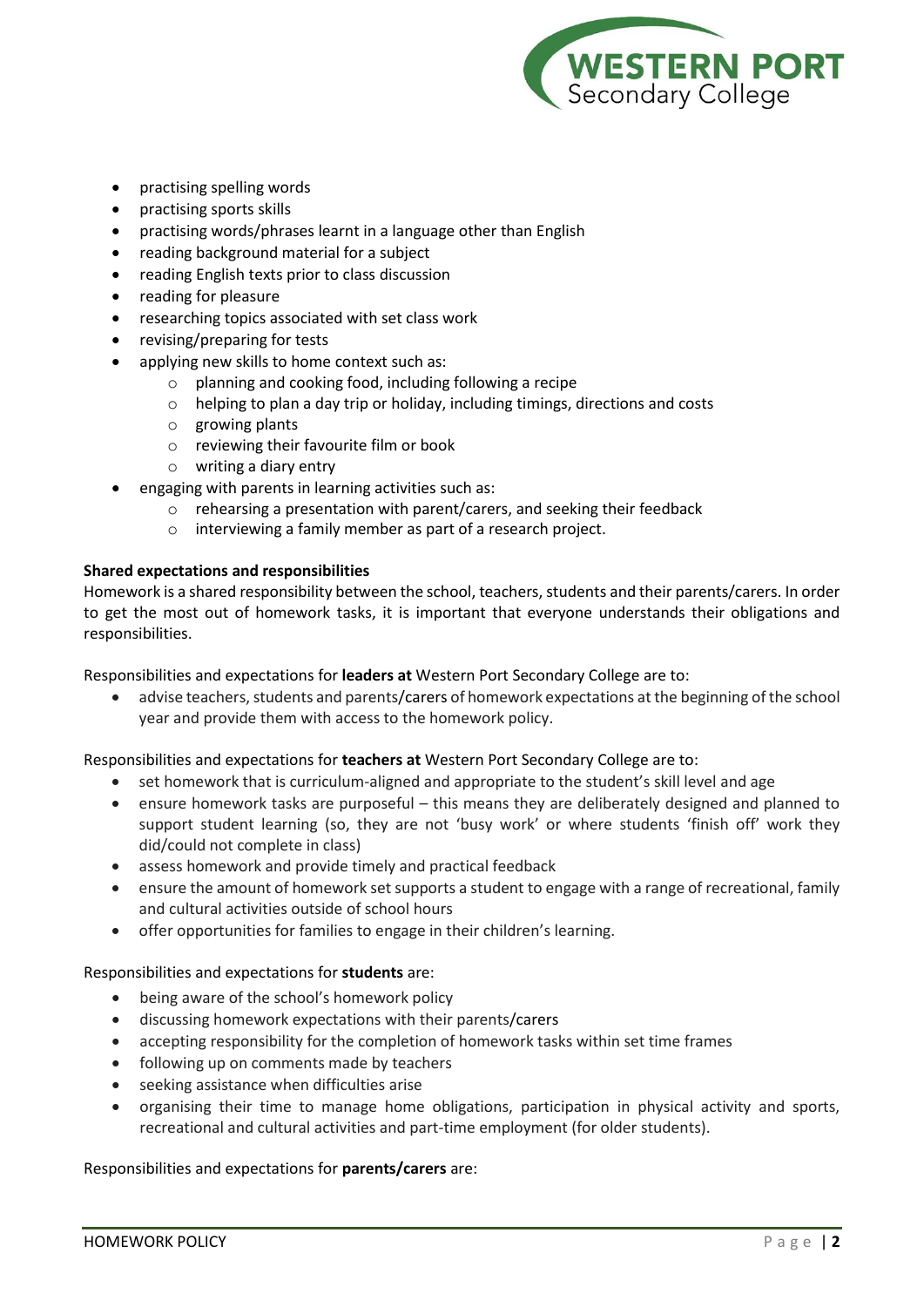- practising spelling words
- practising sports skills
- practising words/phrases learnt in a language other than English
- reading background material for a subject
- reading English texts prior to class discussion
- reading for pleasure
- researching topics associated with set class work
- revising/preparing for tests
- applying new skills to home context such as:
  - planning and cooking food, including following a recipe
  - helping to plan a day trip or holiday, including timings, directions and costs
  - growing plants
  - reviewing their favourite film or book
  - writing a diary entry
- engaging with parents in learning activities such as:
  - rehearsing a presentation with parent/carers, and seeking their feedback
  - interviewing a family member as part of a research project.

**Shared expectations and responsibilities**

Homework is a shared responsibility between the school, teachers, students and their parents/carers. In order to get the most out of homework tasks, it is important that everyone understands their obligations and responsibilities.

Responsibilities and expectations for **leaders at** Western Port Secondary College are to:

- advise teachers, students and parents/carers of homework expectations at the beginning of the school year and provide them with access to the homework policy.

Responsibilities and expectations for **teachers at** Western Port Secondary College are to:

- set homework that is curriculum-aligned and appropriate to the student's skill level and age
- ensure homework tasks are purposeful – this means they are deliberately designed and planned to support student learning (so, they are not 'busy work' or where students 'finish off' work they did/could not complete in class)
- assess homework and provide timely and practical feedback
- ensure the amount of homework set supports a student to engage with a range of recreational, family and cultural activities outside of school hours
- offer opportunities for families to engage in their children's learning.

Responsibilities and expectations for **students** are:

- being aware of the school's homework policy
- discussing homework expectations with their parents/carers
- accepting responsibility for the completion of homework tasks within set time frames
- following up on comments made by teachers
- seeking assistance when difficulties arise
- organising their time to manage home obligations, participation in physical activity and sports, recreational and cultural activities and part-time employment (for older students).

Responsibilities and expectations for **parents/carers** are: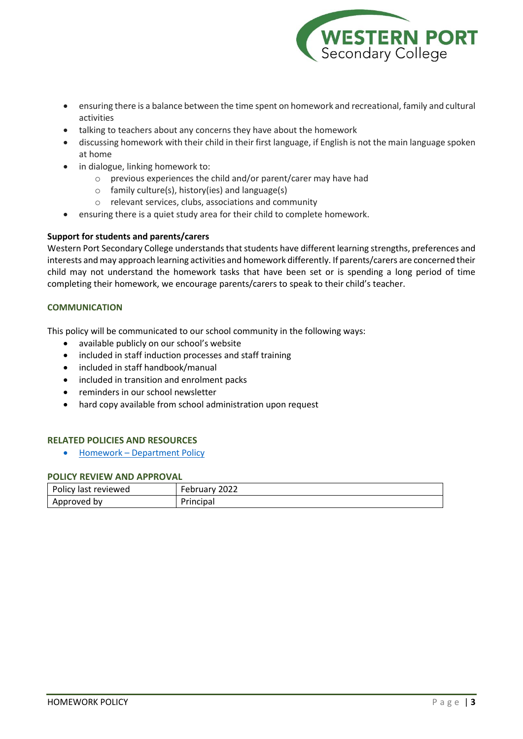- ensuring there is a balance between the time spent on homework and recreational, family and cultural activities
- talking to teachers about any concerns they have about the homework
- discussing homework with their child in their first language, if English is not the main language spoken at home
- in dialogue, linking homework to:
  - previous experiences the child and/or parent/carer may have had
  - family culture(s), history(ies) and language(s)
  - relevant services, clubs, associations and community
- ensuring there is a quiet study area for their child to complete homework.

**Support for students and parents/carers**

Western Port Secondary College understands that students have different learning strengths, preferences and interests and may approach learning activities and homework differently. If parents/carers are concerned their child may not understand the homework tasks that have been set or is spending a long period of time completing their homework, we encourage parents/carers to speak to their child's teacher.

## COMMUNICATION

This policy will be communicated to our school community in the following ways:

- available publicly on our school's website
- included in staff induction processes and staff training
- included in staff handbook/manual
- included in transition and enrolment packs
- reminders in our school newsletter
- hard copy available from school administration upon request

## RELATED POLICIES AND RESOURCES

- Homework – Department Policy

## POLICY REVIEW AND APPROVAL

| | |
|---|---|
| Policy last reviewed | February 2022 |
| Approved by | Principal |